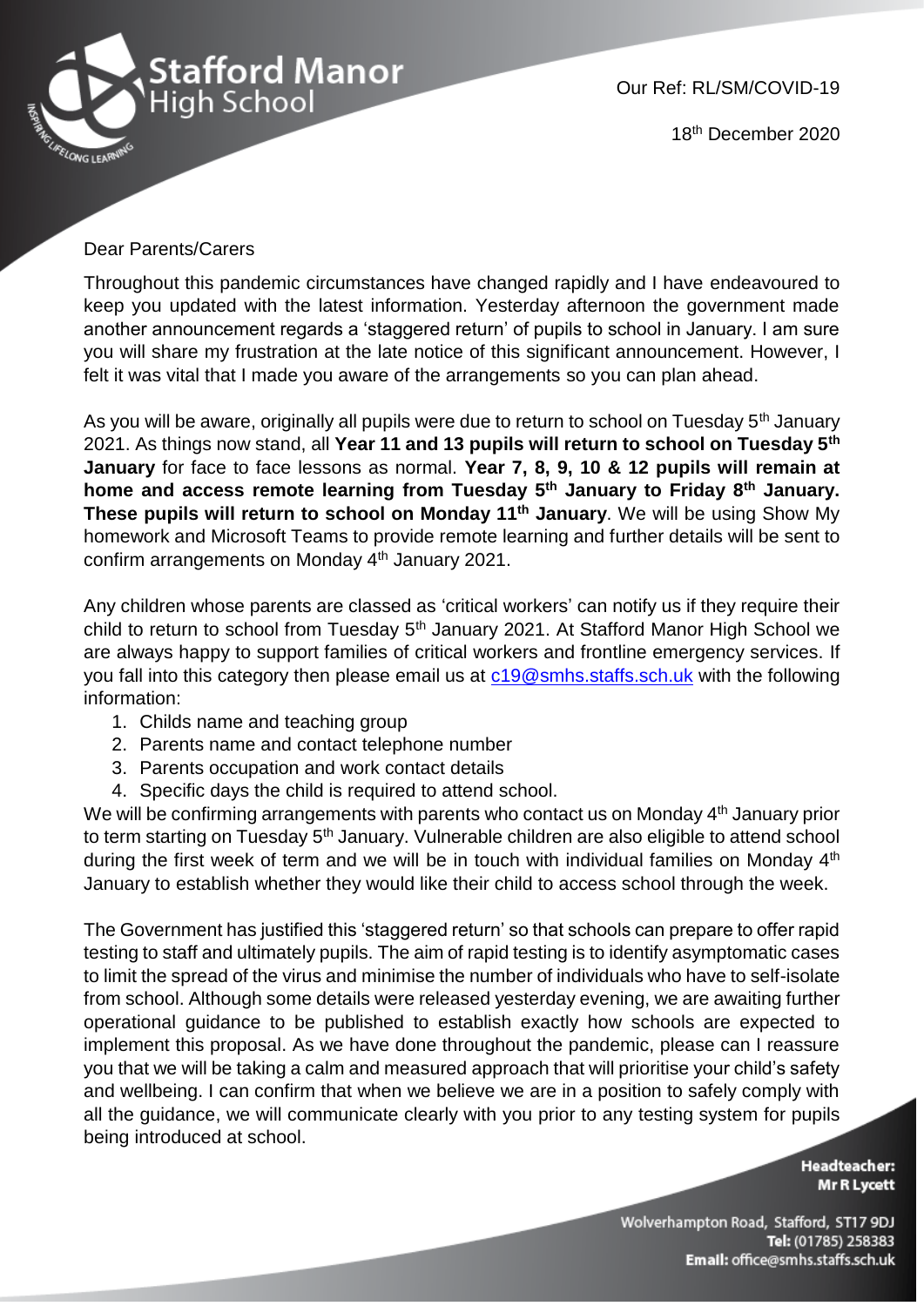Stafford Manor High School

Our Ref: RL/SM/COVID-19

18th December 2020

Dear Parents/Carers

Throughout this pandemic circumstances have changed rapidly and I have endeavoured to keep you updated with the latest information. Yesterday afternoon the government made another announcement regards a 'staggered return' of pupils to school in January. I am sure you will share my frustration at the late notice of this significant announcement. However, I felt it was vital that I made you aware of the arrangements so you can plan ahead.

As you will be aware, originally all pupils were due to return to school on Tuesday 5th January 2021. As things now stand, all **Year 11 and 13 pupils will return to school on Tuesday 5th January** for face to face lessons as normal. **Year 7, 8, 9, 10 & 12 pupils will remain at home and access remote learning from Tuesday 5th January to Friday 8th January. These pupils will return to school on Monday 11th January**. We will be using Show My homework and Microsoft Teams to provide remote learning and further details will be sent to confirm arrangements on Monday 4th January 2021.

Any children whose parents are classed as 'critical workers' can notify us if they require their child to return to school from Tuesday 5th January 2021. At Stafford Manor High School we are always happy to support families of critical workers and frontline emergency services. If you fall into this category then please email us at c19@smhs.staffs.sch.uk with the following information:

1. Childs name and teaching group
2. Parents name and contact telephone number
3. Parents occupation and work contact details
4. Specific days the child is required to attend school.

We will be confirming arrangements with parents who contact us on Monday 4th January prior to term starting on Tuesday 5th January. Vulnerable children are also eligible to attend school during the first week of term and we will be in touch with individual families on Monday 4th January to establish whether they would like their child to access school through the week.

The Government has justified this 'staggered return' so that schools can prepare to offer rapid testing to staff and ultimately pupils. The aim of rapid testing is to identify asymptomatic cases to limit the spread of the virus and minimise the number of individuals who have to self-isolate from school. Although some details were released yesterday evening, we are awaiting further operational guidance to be published to establish exactly how schools are expected to implement this proposal. As we have done throughout the pandemic, please can I reassure you that we will be taking a calm and measured approach that will prioritise your child's safety and wellbeing. I can confirm that when we believe we are in a position to safely comply with all the guidance, we will communicate clearly with you prior to any testing system for pupils being introduced at school.

**Headteacher:**
**Mr R Lycett**

Wolverhampton Road, Stafford, ST17 9DJ
**Tel:** (01785) 258383
**Email:** office@smhs.staffs.sch.uk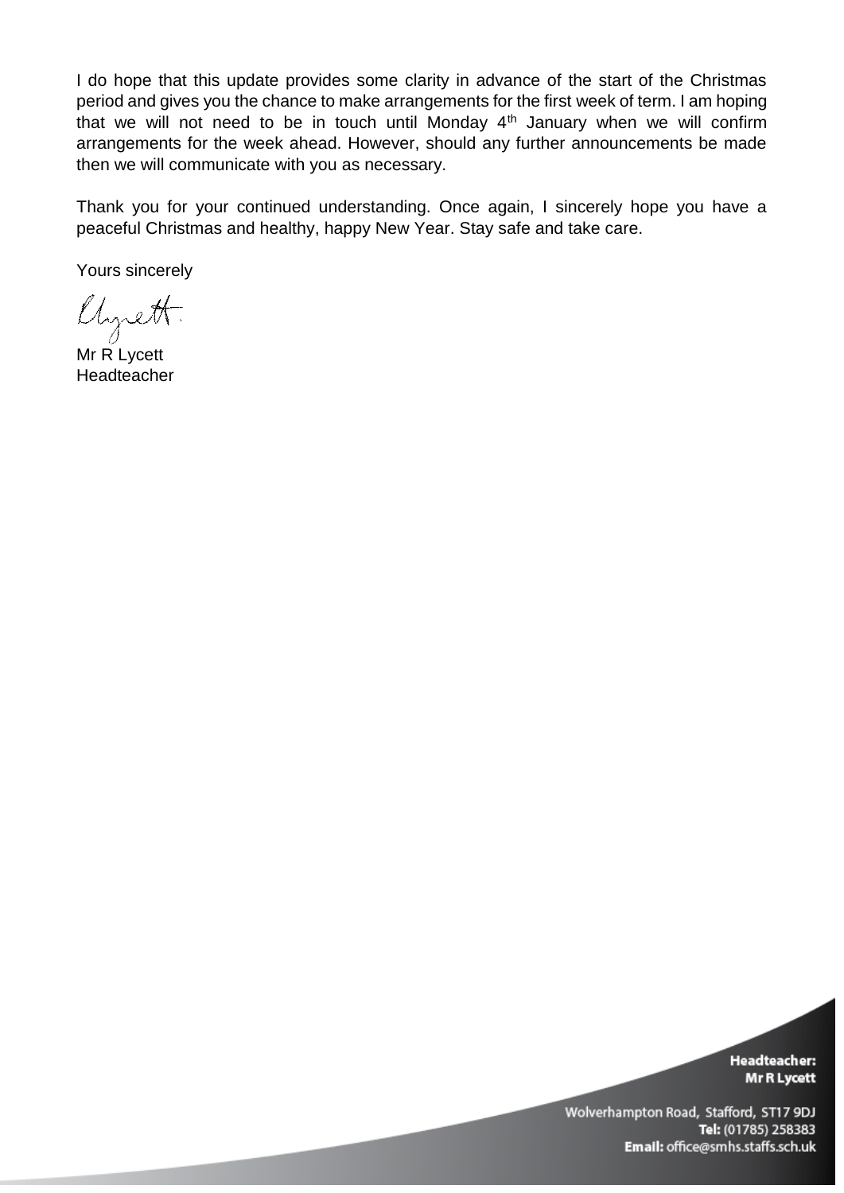I do hope that this update provides some clarity in advance of the start of the Christmas period and gives you the chance to make arrangements for the first week of term. I am hoping that we will not need to be in touch until Monday 4th January when we will confirm arrangements for the week ahead. However, should any further announcements be made then we will communicate with you as necessary.

Thank you for your continued understanding. Once again, I sincerely hope you have a peaceful Christmas and healthy, happy New Year. Stay safe and take care.

Yours sincerely

Mr R Lycett
Headteacher